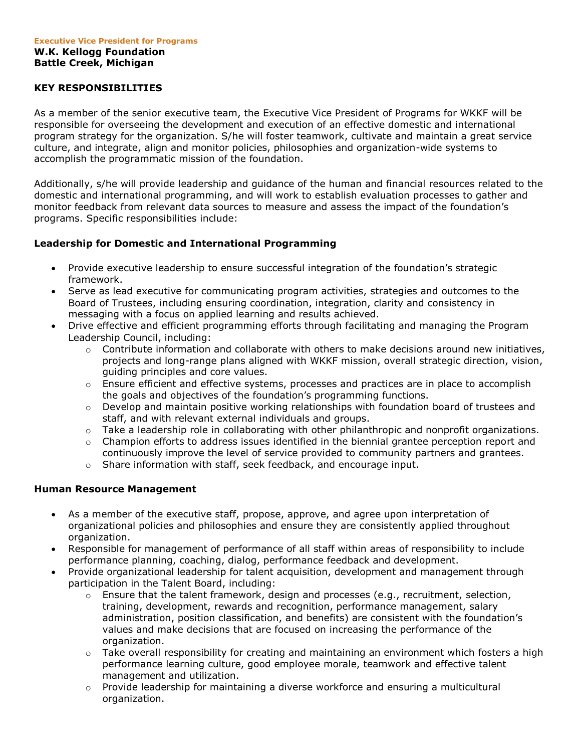**Executive Vice President for Programs**
**W.K. Kellogg Foundation**
**Battle Creek, Michigan**

## KEY RESPONSIBILITIES

As a member of the senior executive team, the Executive Vice President of Programs for WKKF will be responsible for overseeing the development and execution of an effective domestic and international program strategy for the organization. S/he will foster teamwork, cultivate and maintain a great service culture, and integrate, align and monitor policies, philosophies and organization-wide systems to accomplish the programmatic mission of the foundation.

Additionally, s/he will provide leadership and guidance of the human and financial resources related to the domestic and international programming, and will work to establish evaluation processes to gather and monitor feedback from relevant data sources to measure and assess the impact of the foundation's programs. Specific responsibilities include:

### Leadership for Domestic and International Programming

- Provide executive leadership to ensure successful integration of the foundation's strategic framework.
- Serve as lead executive for communicating program activities, strategies and outcomes to the Board of Trustees, including ensuring coordination, integration, clarity and consistency in messaging with a focus on applied learning and results achieved.
- Drive effective and efficient programming efforts through facilitating and managing the Program Leadership Council, including:
  - Contribute information and collaborate with others to make decisions around new initiatives, projects and long-range plans aligned with WKKF mission, overall strategic direction, vision, guiding principles and core values.
  - Ensure efficient and effective systems, processes and practices are in place to accomplish the goals and objectives of the foundation's programming functions.
  - Develop and maintain positive working relationships with foundation board of trustees and staff, and with relevant external individuals and groups.
  - Take a leadership role in collaborating with other philanthropic and nonprofit organizations.
  - Champion efforts to address issues identified in the biennial grantee perception report and continuously improve the level of service provided to community partners and grantees.
  - Share information with staff, seek feedback, and encourage input.

### Human Resource Management

- As a member of the executive staff, propose, approve, and agree upon interpretation of organizational policies and philosophies and ensure they are consistently applied throughout organization.
- Responsible for management of performance of all staff within areas of responsibility to include performance planning, coaching, dialog, performance feedback and development.
- Provide organizational leadership for talent acquisition, development and management through participation in the Talent Board, including:
  - Ensure that the talent framework, design and processes (e.g., recruitment, selection, training, development, rewards and recognition, performance management, salary administration, position classification, and benefits) are consistent with the foundation's values and make decisions that are focused on increasing the performance of the organization.
  - Take overall responsibility for creating and maintaining an environment which fosters a high performance learning culture, good employee morale, teamwork and effective talent management and utilization.
  - Provide leadership for maintaining a diverse workforce and ensuring a multicultural organization.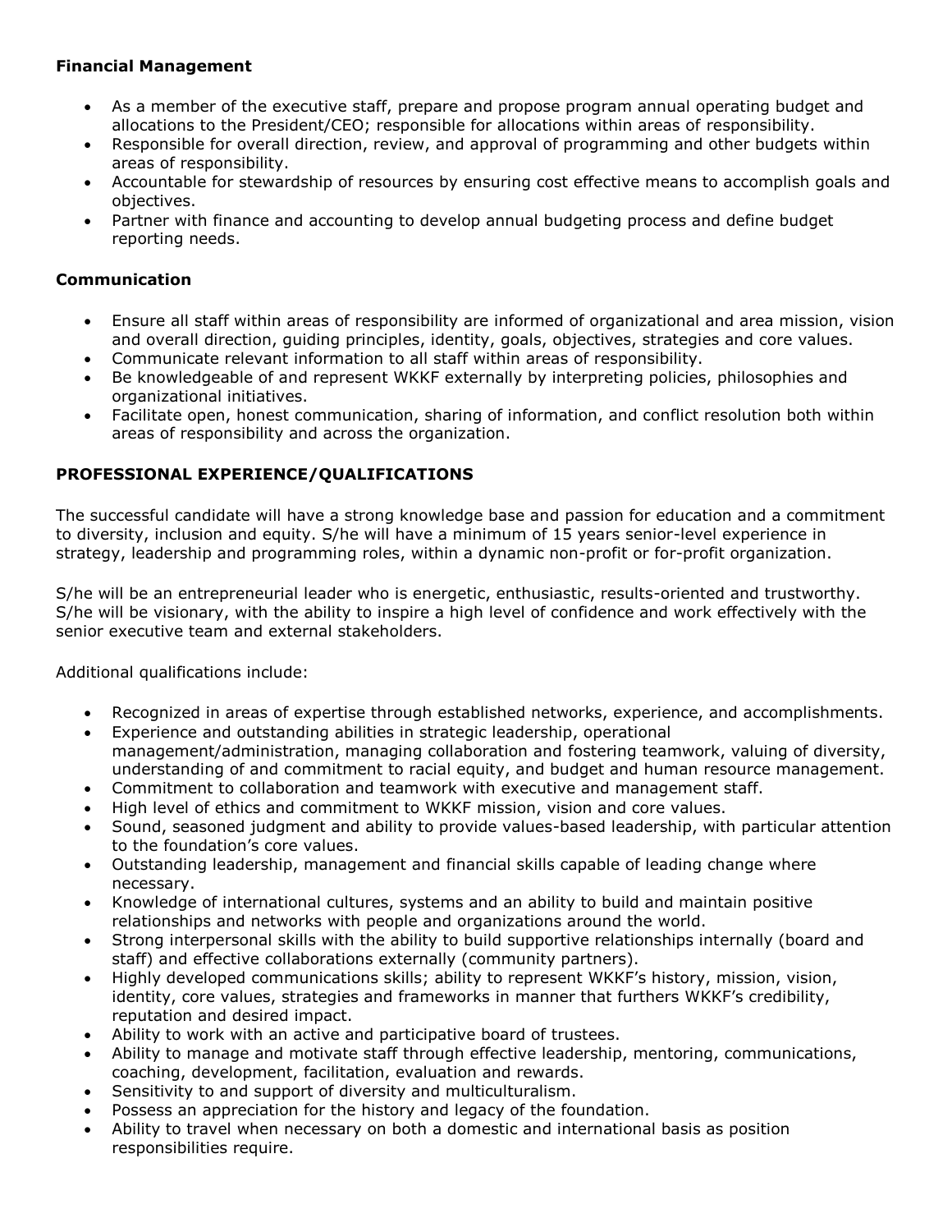**Financial Management**

- As a member of the executive staff, prepare and propose program annual operating budget and allocations to the President/CEO; responsible for allocations within areas of responsibility.
- Responsible for overall direction, review, and approval of programming and other budgets within areas of responsibility.
- Accountable for stewardship of resources by ensuring cost effective means to accomplish goals and objectives.
- Partner with finance and accounting to develop annual budgeting process and define budget reporting needs.

**Communication**

- Ensure all staff within areas of responsibility are informed of organizational and area mission, vision and overall direction, guiding principles, identity, goals, objectives, strategies and core values.
- Communicate relevant information to all staff within areas of responsibility.
- Be knowledgeable of and represent WKKF externally by interpreting policies, philosophies and organizational initiatives.
- Facilitate open, honest communication, sharing of information, and conflict resolution both within areas of responsibility and across the organization.

**PROFESSIONAL EXPERIENCE/QUALIFICATIONS**

The successful candidate will have a strong knowledge base and passion for education and a commitment to diversity, inclusion and equity. S/he will have a minimum of 15 years senior-level experience in strategy, leadership and programming roles, within a dynamic non-profit or for-profit organization.

S/he will be an entrepreneurial leader who is energetic, enthusiastic, results-oriented and trustworthy. S/he will be visionary, with the ability to inspire a high level of confidence and work effectively with the senior executive team and external stakeholders.

Additional qualifications include:

- Recognized in areas of expertise through established networks, experience, and accomplishments.
- Experience and outstanding abilities in strategic leadership, operational management/administration, managing collaboration and fostering teamwork, valuing of diversity, understanding of and commitment to racial equity, and budget and human resource management.
- Commitment to collaboration and teamwork with executive and management staff.
- High level of ethics and commitment to WKKF mission, vision and core values.
- Sound, seasoned judgment and ability to provide values-based leadership, with particular attention to the foundation's core values.
- Outstanding leadership, management and financial skills capable of leading change where necessary.
- Knowledge of international cultures, systems and an ability to build and maintain positive relationships and networks with people and organizations around the world.
- Strong interpersonal skills with the ability to build supportive relationships internally (board and staff) and effective collaborations externally (community partners).
- Highly developed communications skills; ability to represent WKKF's history, mission, vision, identity, core values, strategies and frameworks in manner that furthers WKKF's credibility, reputation and desired impact.
- Ability to work with an active and participative board of trustees.
- Ability to manage and motivate staff through effective leadership, mentoring, communications, coaching, development, facilitation, evaluation and rewards.
- Sensitivity to and support of diversity and multiculturalism.
- Possess an appreciation for the history and legacy of the foundation.
- Ability to travel when necessary on both a domestic and international basis as position responsibilities require.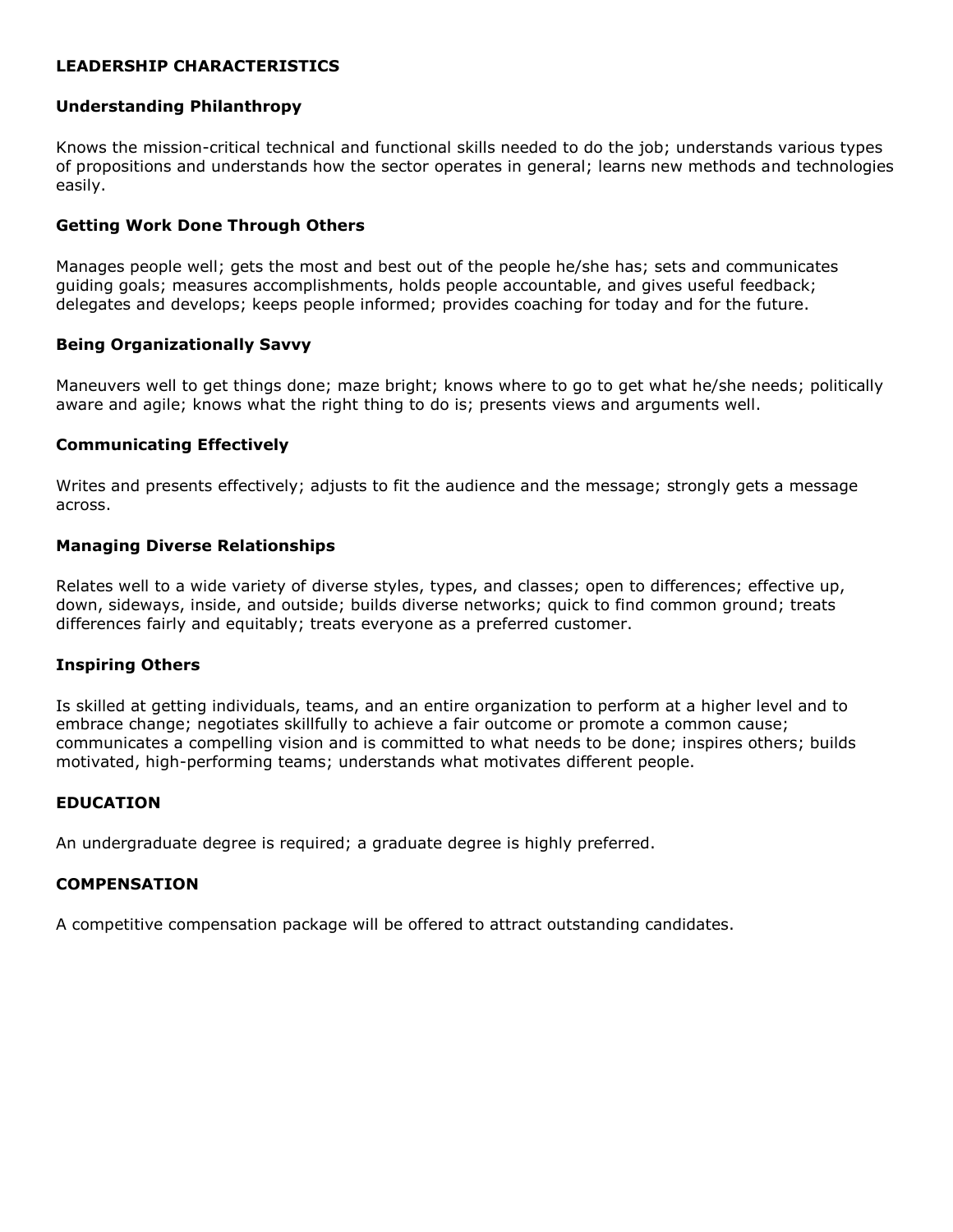## LEADERSHIP CHARACTERISTICS

### Understanding Philanthropy

Knows the mission-critical technical and functional skills needed to do the job; understands various types of propositions and understands how the sector operates in general; learns new methods and technologies easily.

### Getting Work Done Through Others

Manages people well; gets the most and best out of the people he/she has; sets and communicates guiding goals; measures accomplishments, holds people accountable, and gives useful feedback; delegates and develops; keeps people informed; provides coaching for today and for the future.

### Being Organizationally Savvy

Maneuvers well to get things done; maze bright; knows where to go to get what he/she needs; politically aware and agile; knows what the right thing to do is; presents views and arguments well.

### Communicating Effectively

Writes and presents effectively; adjusts to fit the audience and the message; strongly gets a message across.

### Managing Diverse Relationships

Relates well to a wide variety of diverse styles, types, and classes; open to differences; effective up, down, sideways, inside, and outside; builds diverse networks; quick to find common ground; treats differences fairly and equitably; treats everyone as a preferred customer.

### Inspiring Others

Is skilled at getting individuals, teams, and an entire organization to perform at a higher level and to embrace change; negotiates skillfully to achieve a fair outcome or promote a common cause; communicates a compelling vision and is committed to what needs to be done; inspires others; builds motivated, high-performing teams; understands what motivates different people.

## EDUCATION

An undergraduate degree is required; a graduate degree is highly preferred.

## COMPENSATION

A competitive compensation package will be offered to attract outstanding candidates.